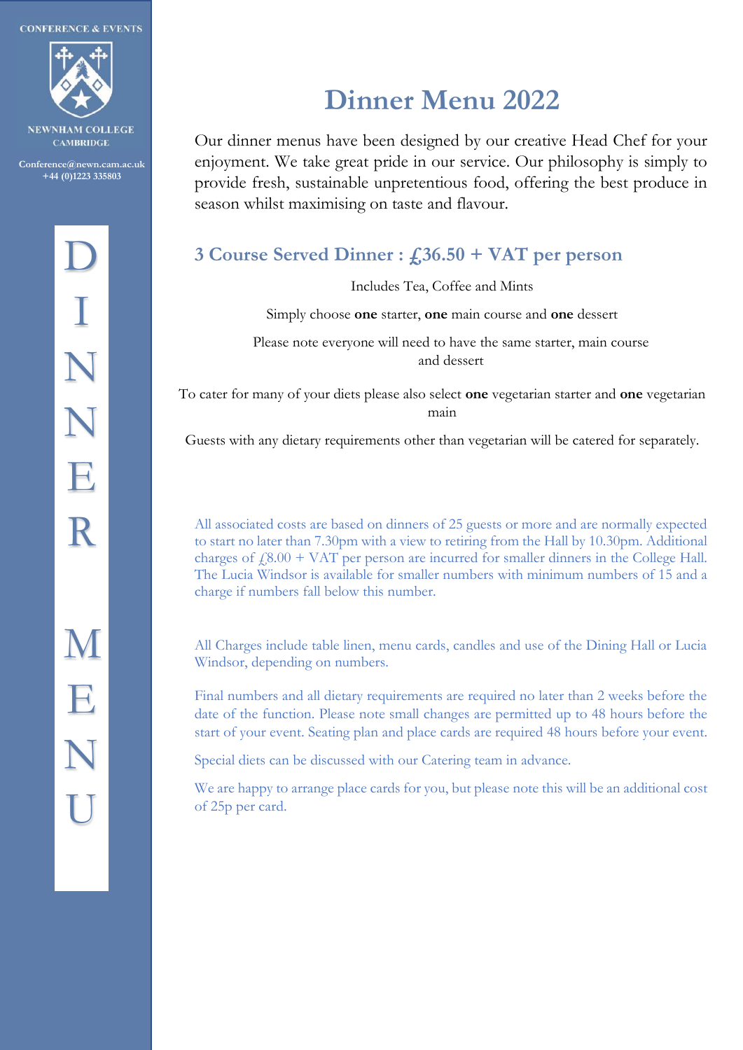CONFERENCE & EVENTS

NEWNHAM COLLEGE
CAMBRIDGE

Conference@newn.cam.ac.uk
+44 (0)1223 335803

DINNER MENU

# Dinner Menu 2022

Our dinner menus have been designed by our creative Head Chef for your enjoyment. We take great pride in our service. Our philosophy is simply to provide fresh, sustainable unpretentious food, offering the best produce in season whilst maximising on taste and flavour.

## 3 Course Served Dinner : £36.50 + VAT per person

Includes Tea, Coffee and Mints

Simply choose **one** starter, **one** main course and **one** dessert

Please note everyone will need to have the same starter, main course and dessert

To cater for many of your diets please also select **one** vegetarian starter and **one** vegetarian main

Guests with any dietary requirements other than vegetarian will be catered for separately.

All associated costs are based on dinners of 25 guests or more and are normally expected to start no later than 7.30pm with a view to retiring from the Hall by 10.30pm. Additional charges of £8.00 + VAT per person are incurred for smaller dinners in the College Hall. The Lucia Windsor is available for smaller numbers with minimum numbers of 15 and a charge if numbers fall below this number.

All Charges include table linen, menu cards, candles and use of the Dining Hall or Lucia Windsor, depending on numbers.

Final numbers and all dietary requirements are required no later than 2 weeks before the date of the function. Please note small changes are permitted up to 48 hours before the start of your event. Seating plan and place cards are required 48 hours before your event.

Special diets can be discussed with our Catering team in advance.

We are happy to arrange place cards for you, but please note this will be an additional cost of 25p per card.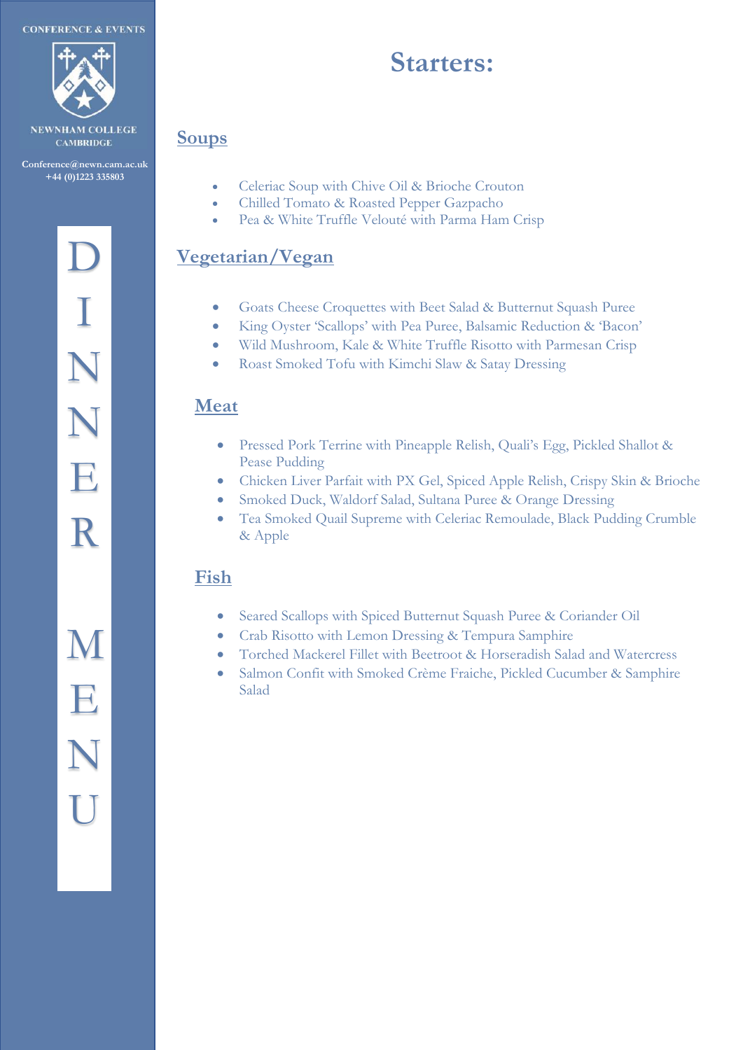# Starters:

## Soups

- Celeriac Soup with Chive Oil & Brioche Crouton
- Chilled Tomato & Roasted Pepper Gazpacho
- Pea & White Truffle Velouté with Parma Ham Crisp

## Vegetarian/Vegan

- Goats Cheese Croquettes with Beet Salad & Butternut Squash Puree
- King Oyster 'Scallops' with Pea Puree, Balsamic Reduction & 'Bacon'
- Wild Mushroom, Kale & White Truffle Risotto with Parmesan Crisp
- Roast Smoked Tofu with Kimchi Slaw & Satay Dressing

## Meat

- Pressed Pork Terrine with Pineapple Relish, Quali's Egg, Pickled Shallot & Pease Pudding
- Chicken Liver Parfait with PX Gel, Spiced Apple Relish, Crispy Skin & Brioche
- Smoked Duck, Waldorf Salad, Sultana Puree & Orange Dressing
- Tea Smoked Quail Supreme with Celeriac Remoulade, Black Pudding Crumble & Apple

## Fish

- Seared Scallops with Spiced Butternut Squash Puree & Coriander Oil
- Crab Risotto with Lemon Dressing & Tempura Samphire
- Torched Mackerel Fillet with Beetroot & Horseradish Salad and Watercress
- Salmon Confit with Smoked Crème Fraiche, Pickled Cucumber & Samphire Salad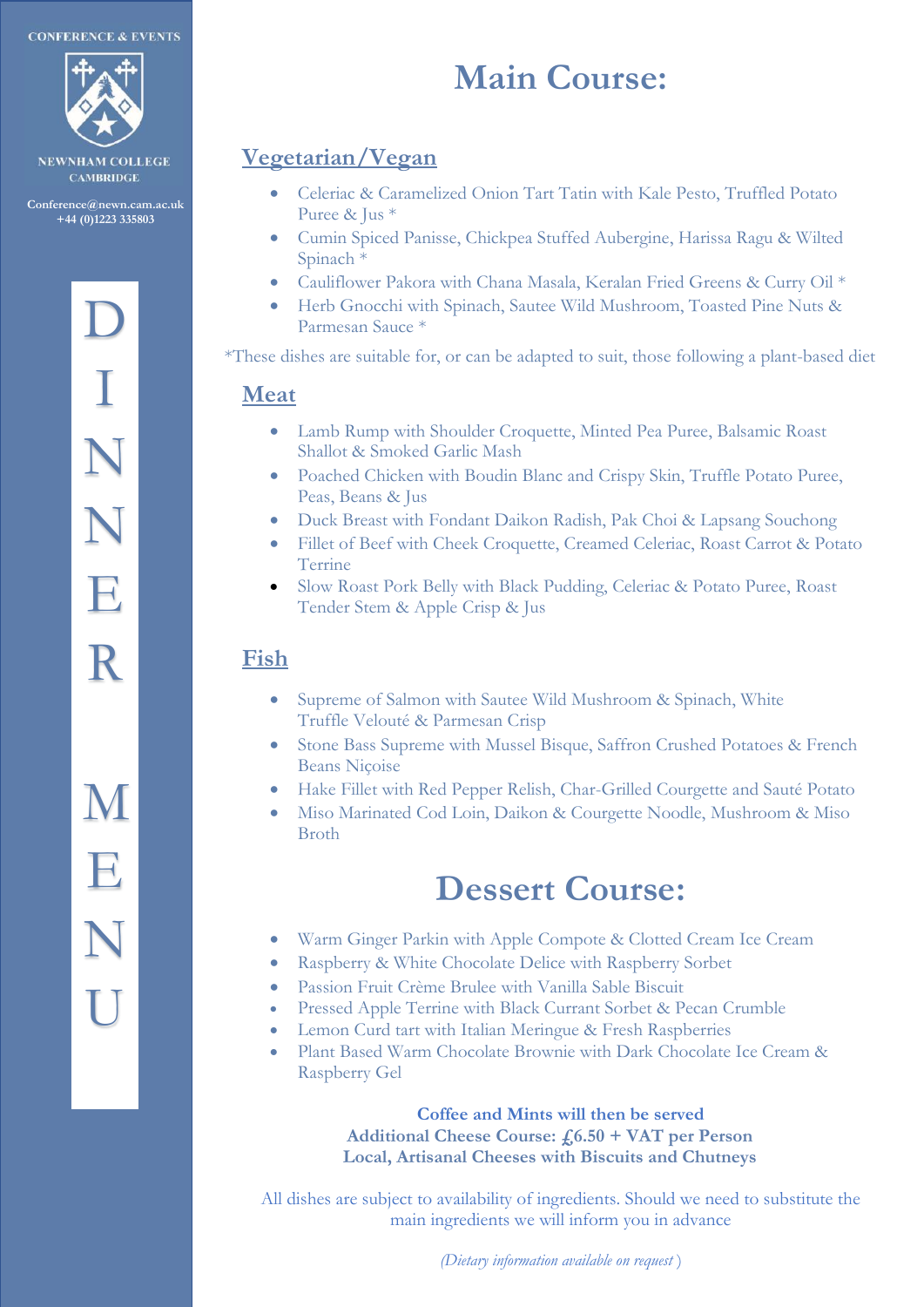CONFERENCE & EVENTS

NEWNHAM COLLEGE
CAMBRIDGE

Conference@newn.cam.ac.uk
+44 (0)1223 335803

DINNER MENU

# Main Course:

## Vegetarian/Vegan

- Celeriac & Caramelized Onion Tart Tatin with Kale Pesto, Truffled Potato Puree & Jus *
- Cumin Spiced Panisse, Chickpea Stuffed Aubergine, Harissa Ragu & Wilted Spinach *
- Cauliflower Pakora with Chana Masala, Keralan Fried Greens & Curry Oil *
- Herb Gnocchi with Spinach, Sautee Wild Mushroom, Toasted Pine Nuts & Parmesan Sauce *

*These dishes are suitable for, or can be adapted to suit, those following a plant-based diet

## Meat

- Lamb Rump with Shoulder Croquette, Minted Pea Puree, Balsamic Roast Shallot & Smoked Garlic Mash
- Poached Chicken with Boudin Blanc and Crispy Skin, Truffle Potato Puree, Peas, Beans & Jus
- Duck Breast with Fondant Daikon Radish, Pak Choi & Lapsang Souchong
- Fillet of Beef with Cheek Croquette, Creamed Celeriac, Roast Carrot & Potato Terrine
- Slow Roast Pork Belly with Black Pudding, Celeriac & Potato Puree, Roast Tender Stem & Apple Crisp & Jus

## Fish

- Supreme of Salmon with Sautee Wild Mushroom & Spinach, White Truffle Velouté & Parmesan Crisp
- Stone Bass Supreme with Mussel Bisque, Saffron Crushed Potatoes & French Beans Niçoise
- Hake Fillet with Red Pepper Relish, Char-Grilled Courgette and Sauté Potato
- Miso Marinated Cod Loin, Daikon & Courgette Noodle, Mushroom & Miso Broth

# Dessert Course:

- Warm Ginger Parkin with Apple Compote & Clotted Cream Ice Cream
- Raspberry & White Chocolate Delice with Raspberry Sorbet
- Passion Fruit Crème Brulee with Vanilla Sable Biscuit
- Pressed Apple Terrine with Black Currant Sorbet & Pecan Crumble
- Lemon Curd tart with Italian Meringue & Fresh Raspberries
- Plant Based Warm Chocolate Brownie with Dark Chocolate Ice Cream & Raspberry Gel

**Coffee and Mints will then be served**
**Additional Cheese Course: £6.50 + VAT per Person**
**Local, Artisanal Cheeses with Biscuits and Chutneys**

All dishes are subject to availability of ingredients. Should we need to substitute the main ingredients we will inform you in advance

*(Dietary information available on request)*